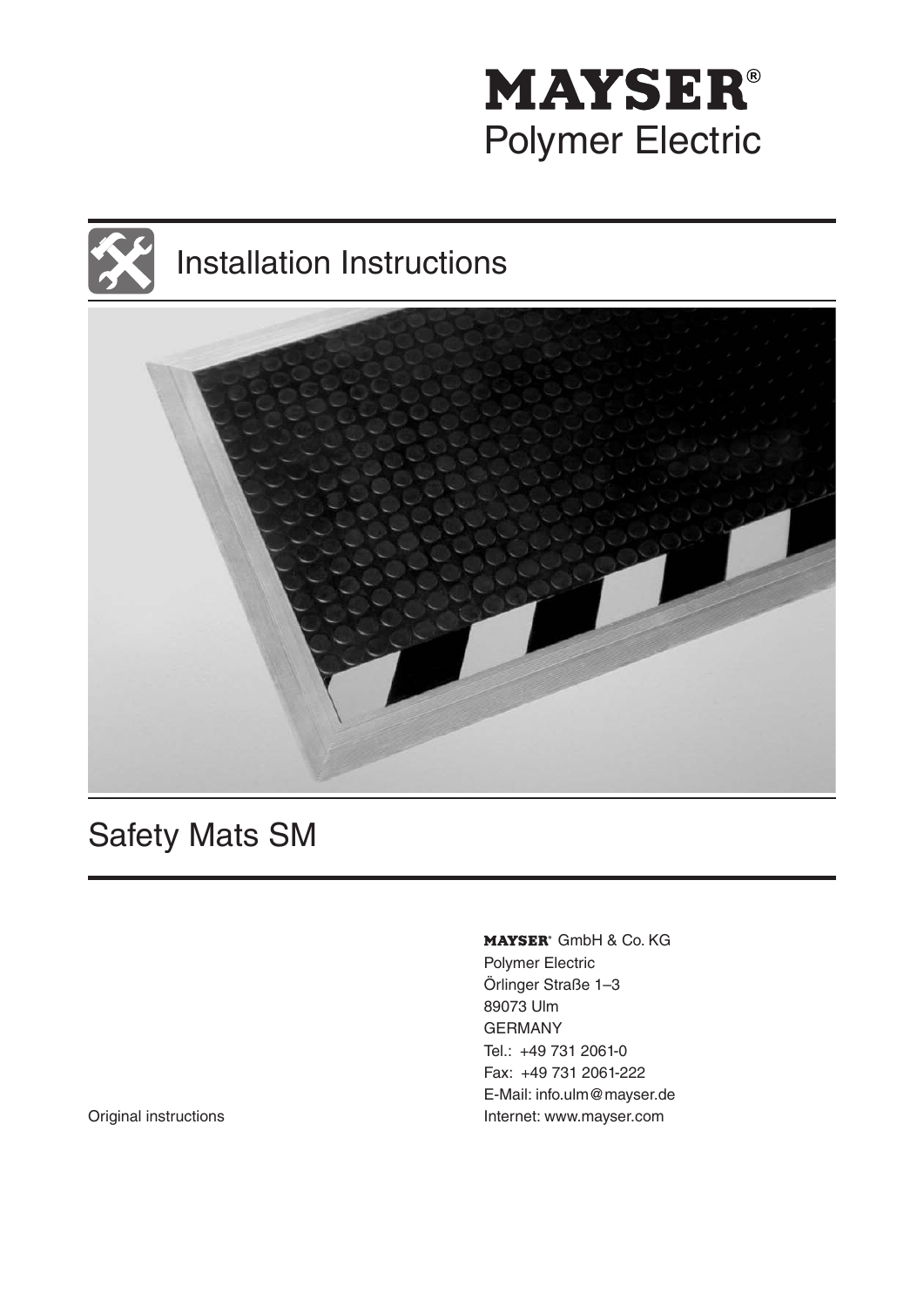# MAYSER®
Polymer Electric

# Installation Instructions

# Safety Mats SM

MAYSER® GmbH & Co. KG
Polymer Electric
Örlinger Straße 1–3
89073 Ulm
GERMANY
Tel.: +49 731 2061-0
Fax: +49 731 2061-222
E-Mail: info.ulm@mayser.de
Internet: www.mayser.com

Original instructions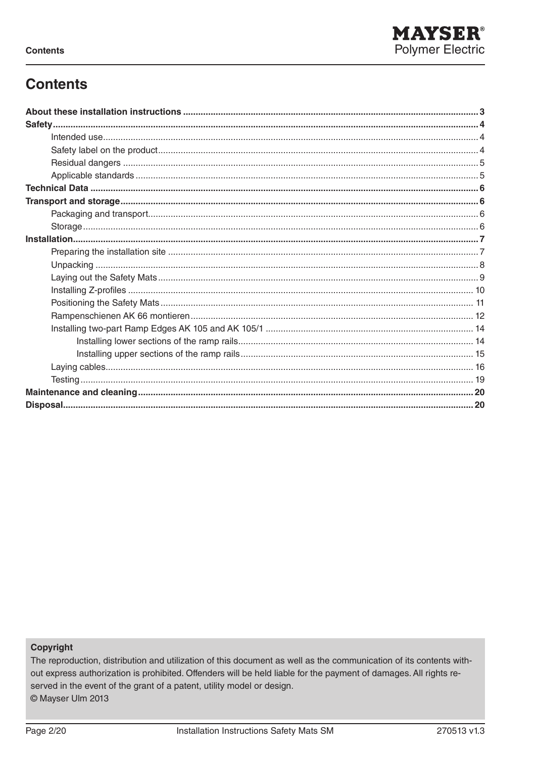# Contents

**About these installation instructions** ... 3

**Safety** ... 4

- Intended use ... 4
- Safety label on the product ... 4
- Residual dangers ... 5
- Applicable standards ... 5

**Technical Data** ... 6

**Transport and storage** ... 6

- Packaging and transport ... 6
- Storage ... 6

**Installation** ... 7

- Preparing the installation site ... 7
- Unpacking ... 8
- Laying out the Safety Mats ... 9
- Installing Z-profiles ... 10
- Positioning the Safety Mats ... 11
- Rampenschienen AK 66 montieren ... 12
- Installing two-part Ramp Edges AK 105 and AK 105/1 ... 14
  - Installing lower sections of the ramp rails ... 14
  - Installing upper sections of the ramp rails ... 15
- Laying cables ... 16
- Testing ... 19

**Maintenance and cleaning** ... 20

**Disposal** ... 20

**Copyright**

The reproduction, distribution and utilization of this document as well as the communication of its contents without express authorization is prohibited. Offenders will be held liable for the payment of damages. All rights reserved in the event of the grant of a patent, utility model or design.

© Mayser Ulm 2013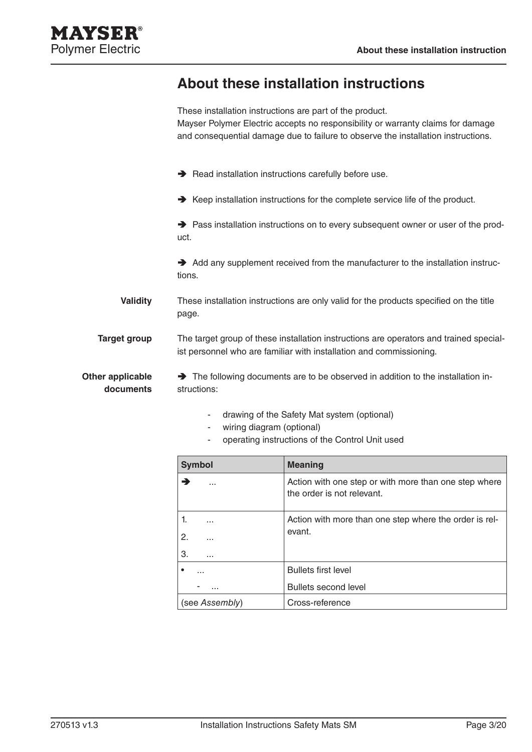# About these installation instructions

These installation instructions are part of the product.
Mayser Polymer Electric accepts no responsibility or warranty claims for damage and consequential damage due to failure to observe the installation instructions.

➔ Read installation instructions carefully before use.

➔ Keep installation instructions for the complete service life of the product.

➔ Pass installation instructions on to every subsequent owner or user of the product.

➔ Add any supplement received from the manufacturer to the installation instructions.

**Validity**

These installation instructions are only valid for the products specified on the title page.

**Target group**

The target group of these installation instructions are operators and trained specialist personnel who are familiar with installation and commissioning.

**Other applicable documents**

➔ The following documents are to be observed in addition to the installation instructions:

- drawing of the Safety Mat system (optional)
- wiring diagram (optional)
- operating instructions of the Control Unit used

| Symbol | Meaning |
|---|---|
| ➔ ... | Action with one step or with more than one step where the order is not relevant. |
| 1. ...<br>2. ...<br>3. ... | Action with more than one step where the order is relevant. |
| • ...<br>- ... | Bullets first level<br>Bullets second level |
| (see *Assembly*) | Cross-reference |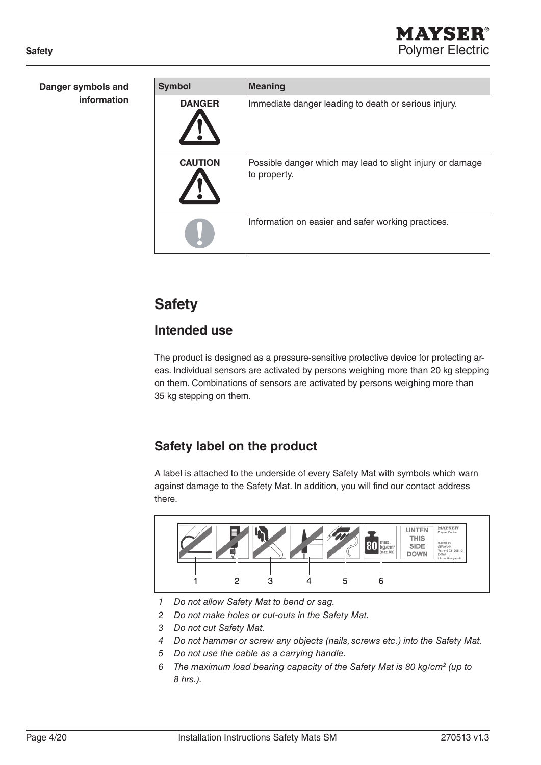**Danger symbols and information**

| Symbol | Meaning |
| --- | --- |
| DANGER | Immediate danger leading to death or serious injury. |
| CAUTION | Possible danger which may lead to slight injury or damage to property. |
| | Information on easier and safer working practices. |

# Safety

## Intended use

The product is designed as a pressure-sensitive protective device for protecting areas. Individual sensors are activated by persons weighing more than 20 kg stepping on them. Combinations of sensors are activated by persons weighing more than 35 kg stepping on them.

## Safety label on the product

A label is attached to the underside of every Safety Mat with symbols which warn against damage to the Safety Mat. In addition, you will find our contact address there.

*1 Do not allow Safety Mat to bend or sag.*
*2 Do not make holes or cut-outs in the Safety Mat.*
*3 Do not cut Safety Mat.*
*4 Do not hammer or screw any objects (nails, screws etc.) into the Safety Mat.*
*5 Do not use the cable as a carrying handle.*
*6 The maximum load bearing capacity of the Safety Mat is 80 kg/cm² (up to 8 hrs.).*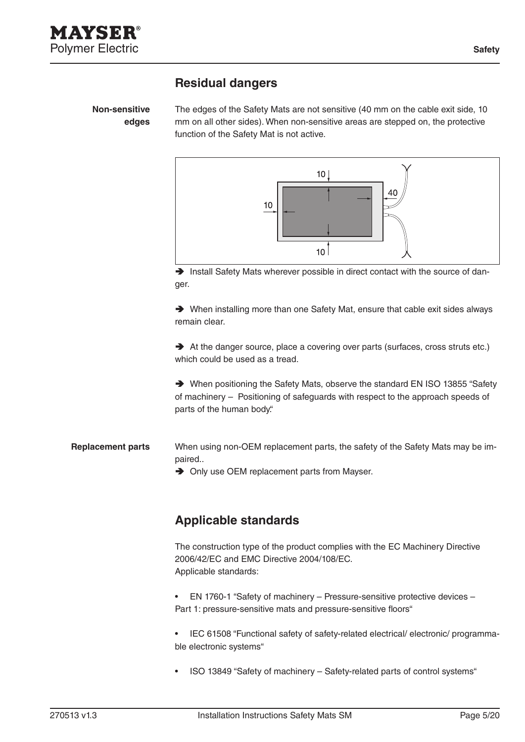## Residual dangers

**Non-sensitive edges**

The edges of the Safety Mats are not sensitive (40 mm on the cable exit side, 10 mm on all other sides). When non-sensitive areas are stepped on, the protective function of the Safety Mat is not active.

➔ Install Safety Mats wherever possible in direct contact with the source of danger.

➔ When installing more than one Safety Mat, ensure that cable exit sides always remain clear.

➔ At the danger source, place a covering over parts (surfaces, cross struts etc.) which could be used as a tread.

➔ When positioning the Safety Mats, observe the standard EN ISO 13855 “Safety of machinery – Positioning of safeguards with respect to the approach speeds of parts of the human body.“

**Replacement parts**

When using non-OEM replacement parts, the safety of the Safety Mats may be impaired..

➔ Only use OEM replacement parts from Mayser.

## Applicable standards

The construction type of the product complies with the EC Machinery Directive 2006/42/EC and EMC Directive 2004/108/EC.
Applicable standards:

- EN 1760-1 “Safety of machinery – Pressure-sensitive protective devices – Part 1: pressure-sensitive mats and pressure-sensitive floors“
- IEC 61508 “Functional safety of safety-related electrical/ electronic/ programmable electronic systems“
- ISO 13849 “Safety of machinery – Safety-related parts of control systems“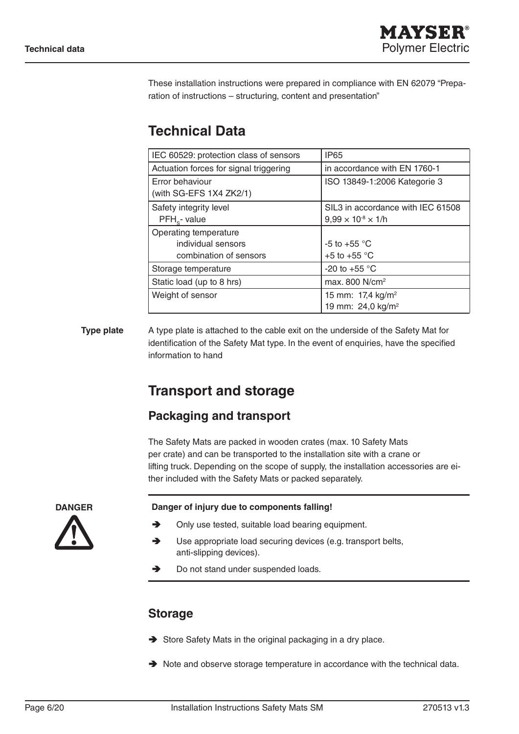These installation instructions were prepared in compliance with EN 62079 “Preparation of instructions – structuring, content and presentation”

# Technical Data

| IEC 60529: protection class of sensors | IP65 |
|---|---|
| Actuation forces for signal triggering | in accordance with EN 1760-1 |
| Error behaviour (with SG-EFS 1X4 ZK2/1) | ISO 13849-1:2006 Kategorie 3 |
| Safety integrity level<br>$PFH_s$- value | SIL3 in accordance with IEC 61508<br>$9{,}99 \times 10^{-8} \times 1/h$ |
| Operating temperature<br>individual sensors<br>combination of sensors | <br>-5 to +55 °C<br>+5 to +55 °C |
| Storage temperature | -20 to +55 °C |
| Static load (up to 8 hrs) | max. 800 N/cm² |
| Weight of sensor | 15 mm: 17,4 kg/m²<br>19 mm: 24,0 kg/m² |

**Type plate**

A type plate is attached to the cable exit on the underside of the Safety Mat for identification of the Safety Mat type. In the event of enquiries, have the specified information to hand

# Transport and storage

## Packaging and transport

The Safety Mats are packed in wooden crates (max. 10 Safety Mats per crate) and can be transported to the installation site with a crane or lifting truck. Depending on the scope of supply, the installation accessories are either included with the Safety Mats or packed separately.

**DANGER**

**Danger of injury due to components falling!**

- Only use tested, suitable load bearing equipment.
- Use appropriate load securing devices (e.g. transport belts, anti-slipping devices).
- Do not stand under suspended loads.

## Storage

- Store Safety Mats in the original packaging in a dry place.
- Note and observe storage temperature in accordance with the technical data.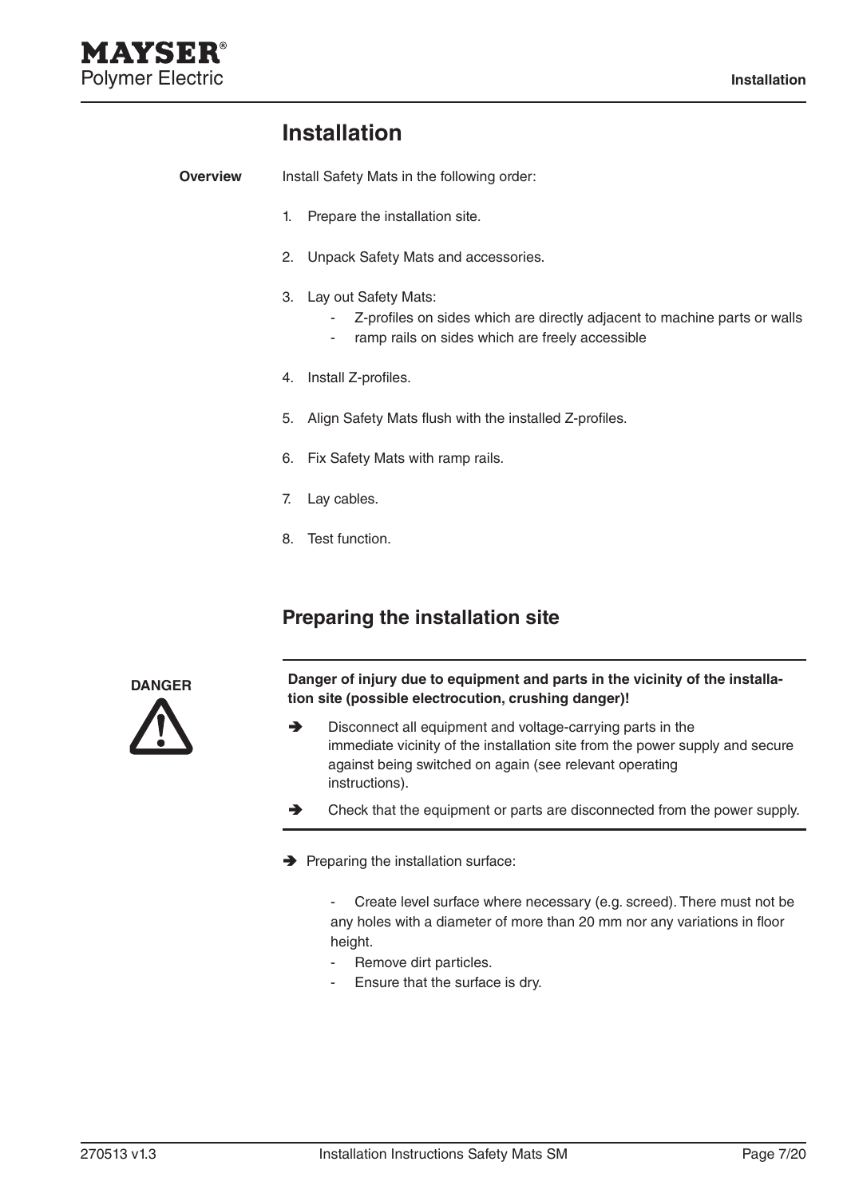# Installation

**Overview**

Install Safety Mats in the following order:

1. Prepare the installation site.
2. Unpack Safety Mats and accessories.
3. Lay out Safety Mats:
   - Z-profiles on sides which are directly adjacent to machine parts or walls
   - ramp rails on sides which are freely accessible
4. Install Z-profiles.
5. Align Safety Mats flush with the installed Z-profiles.
6. Fix Safety Mats with ramp rails.
7. Lay cables.
8. Test function.

## Preparing the installation site

**DANGER**

**Danger of injury due to equipment and parts in the vicinity of the installation site (possible electrocution, crushing danger)!**

➔ Disconnect all equipment and voltage-carrying parts in the immediate vicinity of the installation site from the power supply and secure against being switched on again (see relevant operating instructions).

➔ Check that the equipment or parts are disconnected from the power supply.

➔ Preparing the installation surface:

- Create level surface where necessary (e.g. screed). There must not be any holes with a diameter of more than 20 mm nor any variations in floor height.
- Remove dirt particles.
- Ensure that the surface is dry.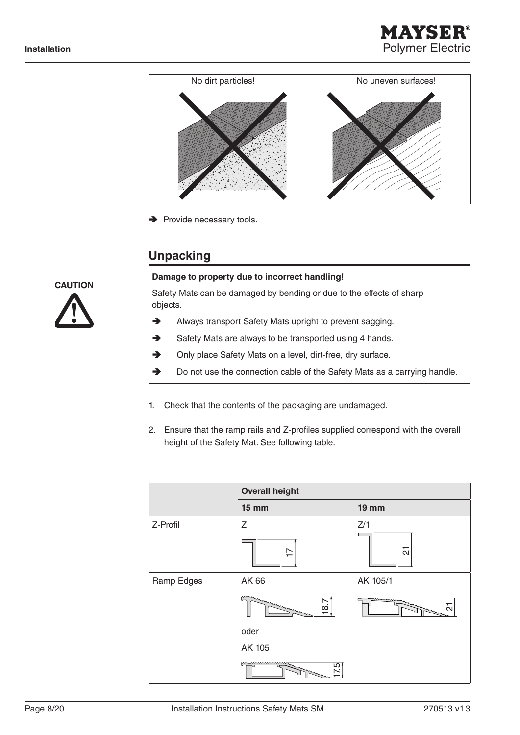| No dirt particles! | | No uneven surfaces! |
|---|---|---|

➔ Provide necessary tools.

## Unpacking

**CAUTION**

**Damage to property due to incorrect handling!**

Safety Mats can be damaged by bending or due to the effects of sharp objects.

➔ Always transport Safety Mats upright to prevent sagging.

➔ Safety Mats are always to be transported using 4 hands.

➔ Only place Safety Mats on a level, dirt-free, dry surface.

➔ Do not use the connection cable of the Safety Mats as a carrying handle.

1. Check that the contents of the packaging are undamaged.
2. Ensure that the ramp rails and Z-profiles supplied correspond with the overall height of the Safety Mat. See following table.

| | **Overall height** | |
|---|---|---|
| | **15 mm** | **19 mm** |
| Z-Profil | Z (17) | Z/1 (21) |
| Ramp Edges | AK 66 (18.7) oder AK 105 (17.5) | AK 105/1 (21) |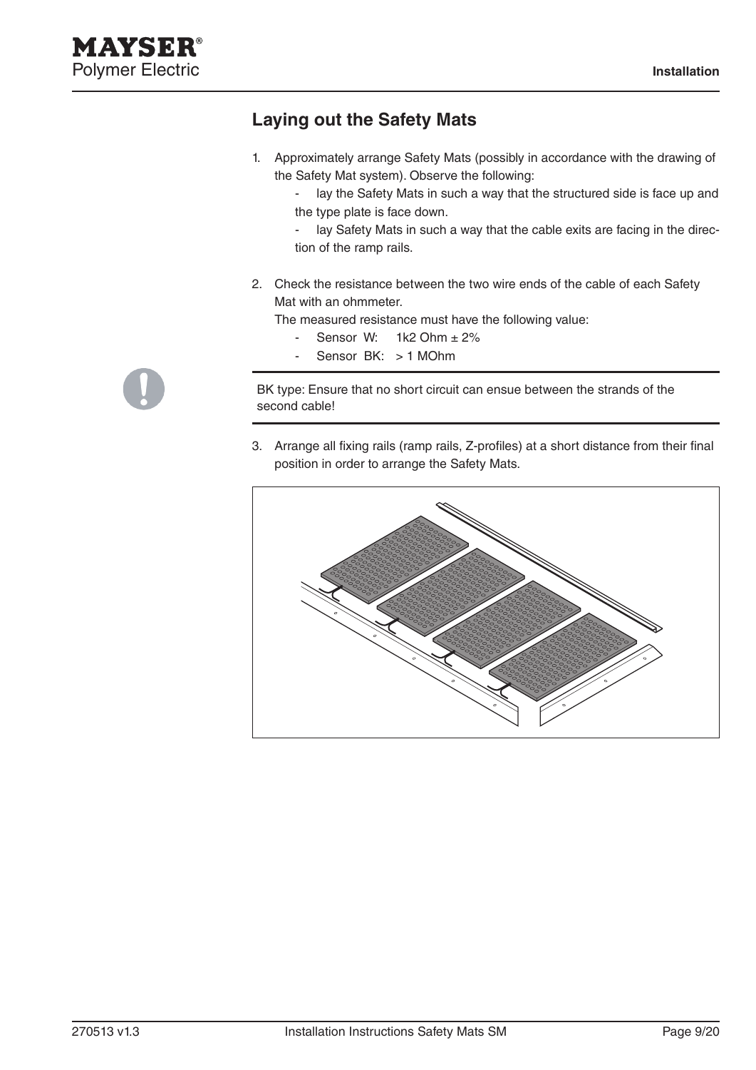## Laying out the Safety Mats

1. Approximately arrange Safety Mats (possibly in accordance with the drawing of the Safety Mat system). Observe the following:
   - lay the Safety Mats in such a way that the structured side is face up and the type plate is face down.
   - lay Safety Mats in such a way that the cable exits are facing in the direction of the ramp rails.

2. Check the resistance between the two wire ends of the cable of each Safety Mat with an ohmmeter.
   The measured resistance must have the following value:
   - Sensor W: 1k2 Ohm ± 2%
   - Sensor BK: > 1 MOhm

---

BK type: Ensure that no short circuit can ensue between the strands of the second cable!

---

3. Arrange all fixing rails (ramp rails, Z-profiles) at a short distance from their final position in order to arrange the Safety Mats.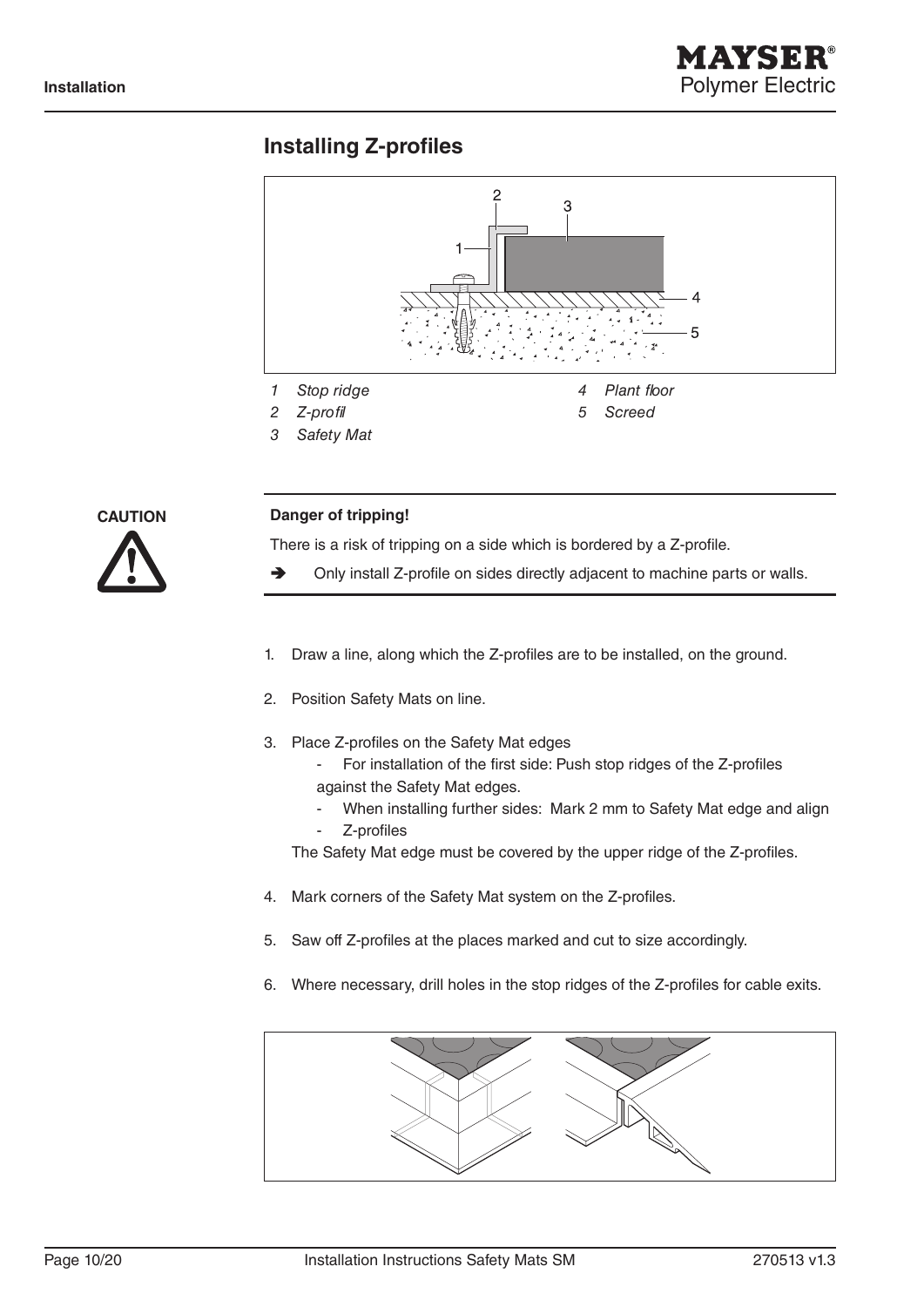## Installing Z-profiles

*1 Stop ridge*
*2 Z-profil*
*3 Safety Mat*
*4 Plant floor*
*5 Screed*

**CAUTION**

**Danger of tripping!**

There is a risk of tripping on a side which is bordered by a Z-profile.

➔ Only install Z-profile on sides directly adjacent to machine parts or walls.

1. Draw a line, along which the Z-profiles are to be installed, on the ground.
2. Position Safety Mats on line.
3. Place Z-profiles on the Safety Mat edges
   - For installation of the first side: Push stop ridges of the Z-profiles against the Safety Mat edges.
   - When installing further sides: Mark 2 mm to Safety Mat edge and align
   - Z-profiles

   The Safety Mat edge must be covered by the upper ridge of the Z-profiles.
4. Mark corners of the Safety Mat system on the Z-profiles.
5. Saw off Z-profiles at the places marked and cut to size accordingly.
6. Where necessary, drill holes in the stop ridges of the Z-profiles for cable exits.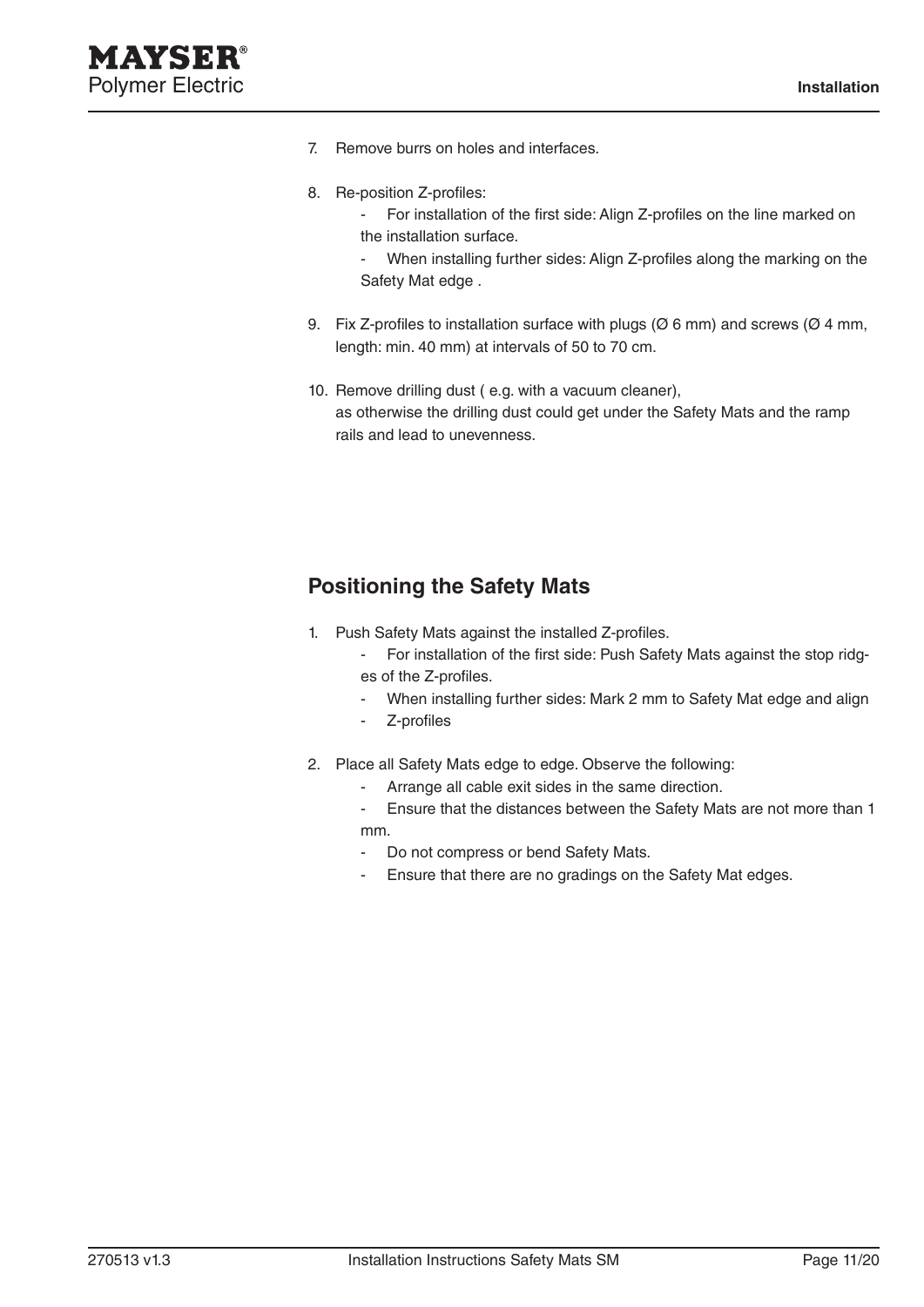7. Remove burrs on holes and interfaces.

8. Re-position Z-profiles:
   - For installation of the first side: Align Z-profiles on the line marked on the installation surface.
   - When installing further sides: Align Z-profiles along the marking on the Safety Mat edge .

9. Fix Z-profiles to installation surface with plugs (Ø 6 mm) and screws (Ø 4 mm, length: min. 40 mm) at intervals of 50 to 70 cm.

10. Remove drilling dust ( e.g. with a vacuum cleaner), as otherwise the drilling dust could get under the Safety Mats and the ramp rails and lead to unevenness.

## Positioning the Safety Mats

1. Push Safety Mats against the installed Z-profiles.
   - For installation of the first side: Push Safety Mats against the stop ridges of the Z-profiles.
   - When installing further sides: Mark 2 mm to Safety Mat edge and align
   - Z-profiles

2. Place all Safety Mats edge to edge. Observe the following:
   - Arrange all cable exit sides in the same direction.
   - Ensure that the distances between the Safety Mats are not more than 1 mm.
   - Do not compress or bend Safety Mats.
   - Ensure that there are no gradings on the Safety Mat edges.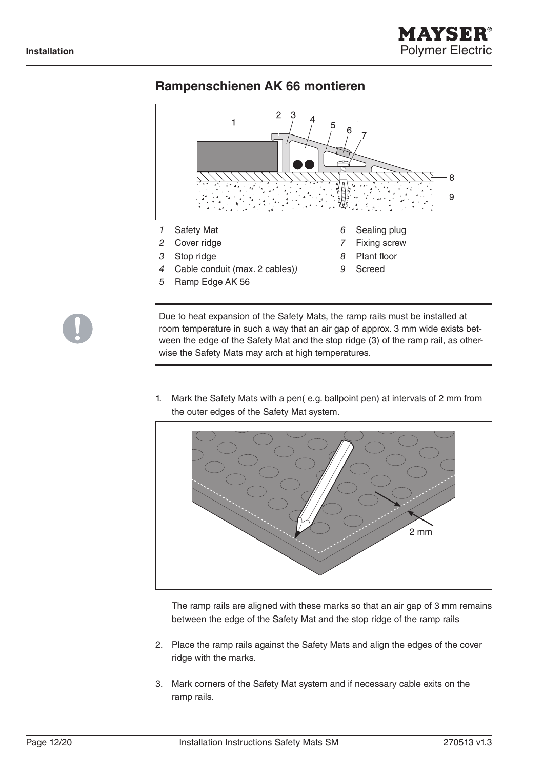## Rampenschienen AK 66 montieren

*1* Safety Mat
*2* Cover ridge
*3* Stop ridge
*4* Cable conduit (max. 2 cables)*)*
*5* Ramp Edge AK 56
*6* Sealing plug
*7* Fixing screw
*8* Plant floor
*9* Screed

Due to heat expansion of the Safety Mats, the ramp rails must be installed at room temperature in such a way that an air gap of approx. 3 mm wide exists between the edge of the Safety Mat and the stop ridge (3) of the ramp rail, as otherwise the Safety Mats may arch at high temperatures.

1. Mark the Safety Mats with a pen( e.g. ballpoint pen) at intervals of 2 mm from the outer edges of the Safety Mat system.

   The ramp rails are aligned with these marks so that an air gap of 3 mm remains between the edge of the Safety Mat and the stop ridge of the ramp rails

2. Place the ramp rails against the Safety Mats and align the edges of the cover ridge with the marks.

3. Mark corners of the Safety Mat system and if necessary cable exits on the ramp rails.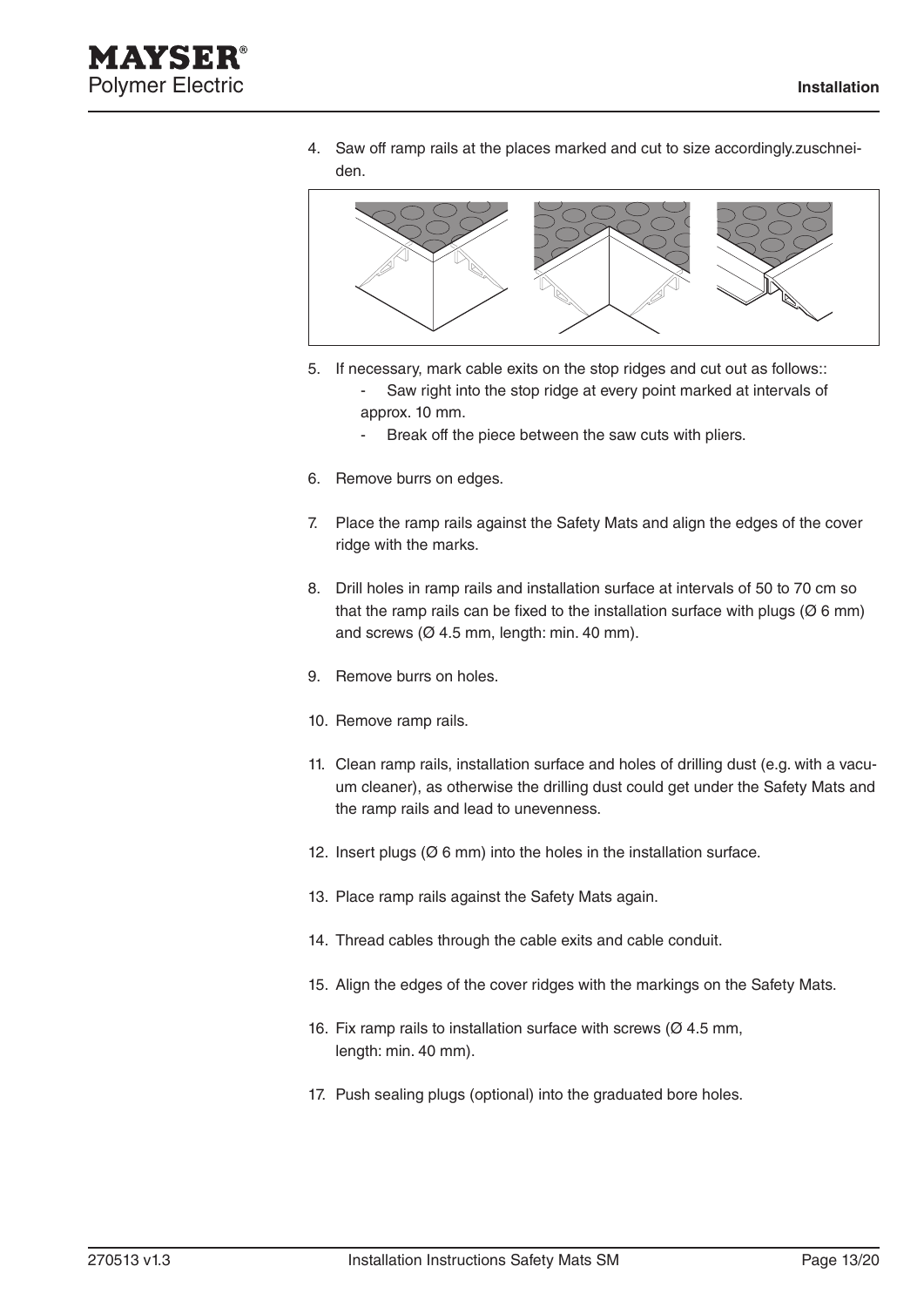4. Saw off ramp rails at the places marked and cut to size accordingly.zuschneiden.

5. If necessary, mark cable exits on the stop ridges and cut out as follows::
   - Saw right into the stop ridge at every point marked at intervals of approx. 10 mm.
   - Break off the piece between the saw cuts with pliers.

6. Remove burrs on edges.

7. Place the ramp rails against the Safety Mats and align the edges of the cover ridge with the marks.

8. Drill holes in ramp rails and installation surface at intervals of 50 to 70 cm so that the ramp rails can be fixed to the installation surface with plugs (Ø 6 mm) and screws (Ø 4.5 mm, length: min. 40 mm).

9. Remove burrs on holes.

10. Remove ramp rails.

11. Clean ramp rails, installation surface and holes of drilling dust (e.g. with a vacuum cleaner), as otherwise the drilling dust could get under the Safety Mats and the ramp rails and lead to unevenness.

12. Insert plugs (Ø 6 mm) into the holes in the installation surface.

13. Place ramp rails against the Safety Mats again.

14. Thread cables through the cable exits and cable conduit.

15. Align the edges of the cover ridges with the markings on the Safety Mats.

16. Fix ramp rails to installation surface with screws (Ø 4.5 mm, length: min. 40 mm).

17. Push sealing plugs (optional) into the graduated bore holes.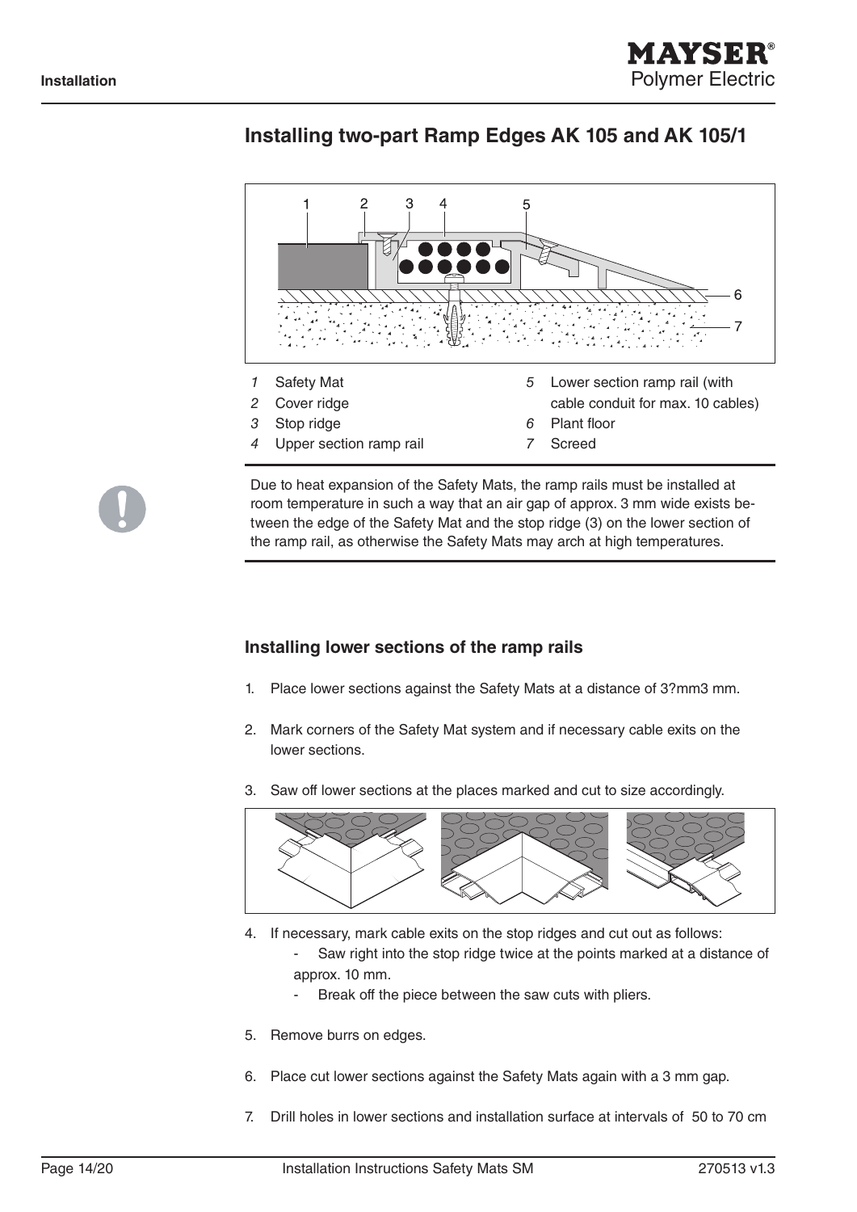## Installing two-part Ramp Edges AK 105 and AK 105/1

*1* Safety Mat
*2* Cover ridge
*3* Stop ridge
*4* Upper section ramp rail
*5* Lower section ramp rail (with cable conduit for max. 10 cables)
*6* Plant floor
*7* Screed

Due to heat expansion of the Safety Mats, the ramp rails must be installed at room temperature in such a way that an air gap of approx. 3 mm wide exists between the edge of the Safety Mat and the stop ridge (3) on the lower section of the ramp rail, as otherwise the Safety Mats may arch at high temperatures.

### Installing lower sections of the ramp rails

1. Place lower sections against the Safety Mats at a distance of 3?mm3 mm.
2. Mark corners of the Safety Mat system and if necessary cable exits on the lower sections.
3. Saw off lower sections at the places marked and cut to size accordingly.
4. If necessary, mark cable exits on the stop ridges and cut out as follows:
   - Saw right into the stop ridge twice at the points marked at a distance of approx. 10 mm.
   - Break off the piece between the saw cuts with pliers.
5. Remove burrs on edges.
6. Place cut lower sections against the Safety Mats again with a 3 mm gap.
7. Drill holes in lower sections and installation surface at intervals of 50 to 70 cm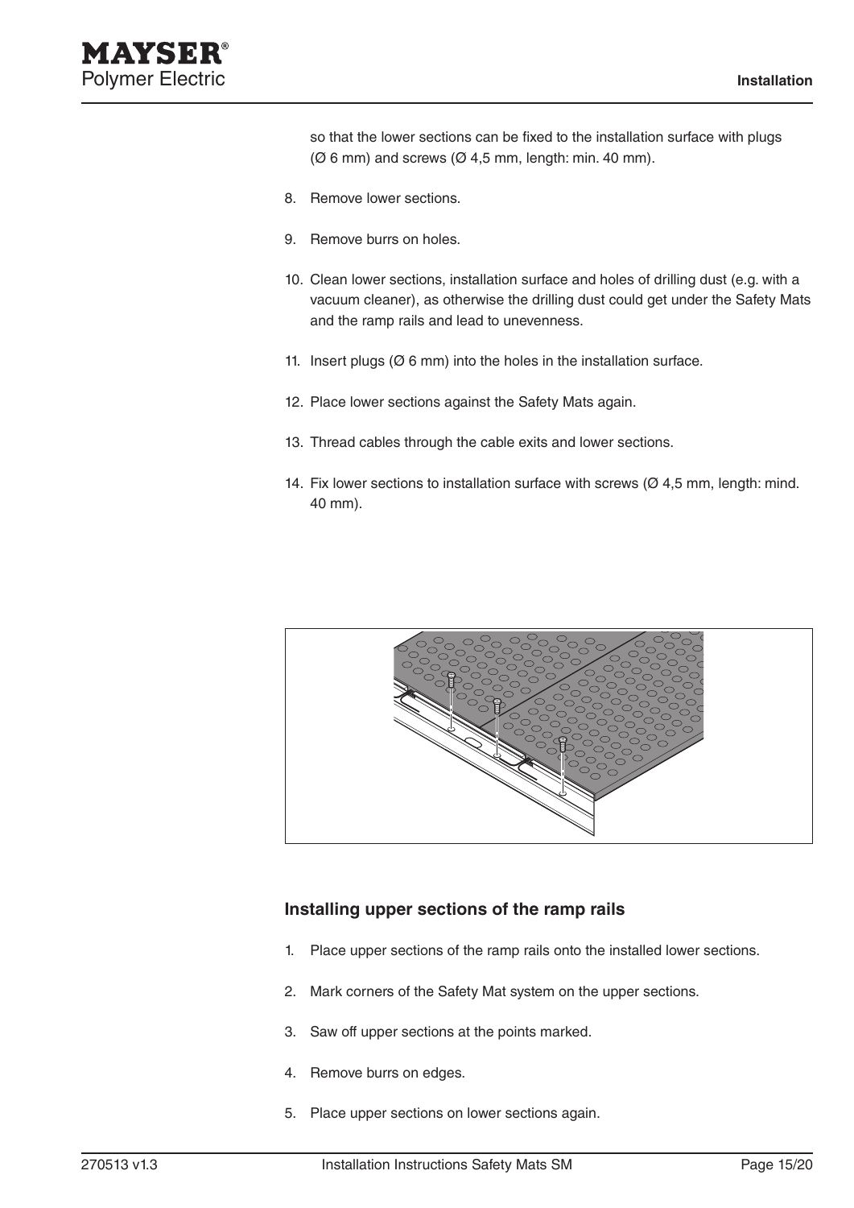so that the lower sections can be fixed to the installation surface with plugs (Ø 6 mm) and screws (Ø 4,5 mm, length: min. 40 mm).

8. Remove lower sections.
9. Remove burrs on holes.
10. Clean lower sections, installation surface and holes of drilling dust (e.g. with a vacuum cleaner), as otherwise the drilling dust could get under the Safety Mats and the ramp rails and lead to unevenness.
11. Insert plugs (Ø 6 mm) into the holes in the installation surface.
12. Place lower sections against the Safety Mats again.
13. Thread cables through the cable exits and lower sections.
14. Fix lower sections to installation surface with screws (Ø 4,5 mm, length: mind. 40 mm).

### Installing upper sections of the ramp rails

1. Place upper sections of the ramp rails onto the installed lower sections.
2. Mark corners of the Safety Mat system on the upper sections.
3. Saw off upper sections at the points marked.
4. Remove burrs on edges.
5. Place upper sections on lower sections again.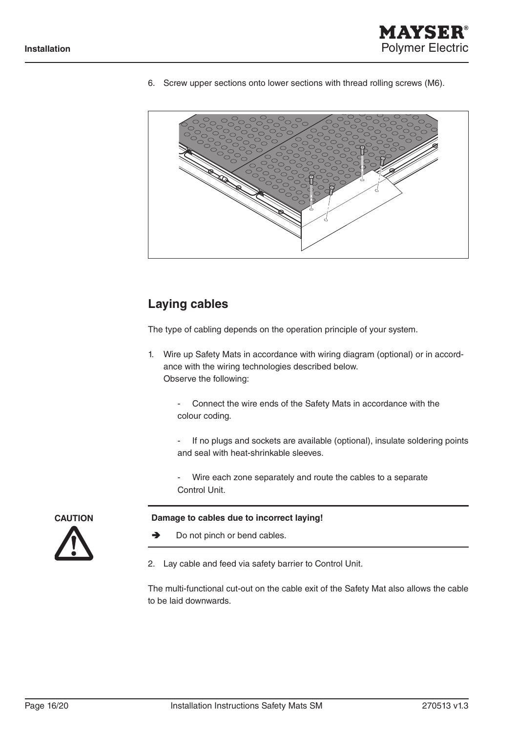6. Screw upper sections onto lower sections with thread rolling screws (M6).

## Laying cables

The type of cabling depends on the operation principle of your system.

1. Wire up Safety Mats in accordance with wiring diagram (optional) or in accordance with the wiring technologies described below.
   Observe the following:

   - Connect the wire ends of the Safety Mats in accordance with the colour coding.

   - If no plugs and sockets are available (optional), insulate soldering points and seal with heat-shrinkable sleeves.

   - Wire each zone separately and route the cables to a separate Control Unit.

**CAUTION**

**Damage to cables due to incorrect laying!**

➔ Do not pinch or bend cables.

2. Lay cable and feed via safety barrier to Control Unit.

The multi-functional cut-out on the cable exit of the Safety Mat also allows the cable to be laid downwards.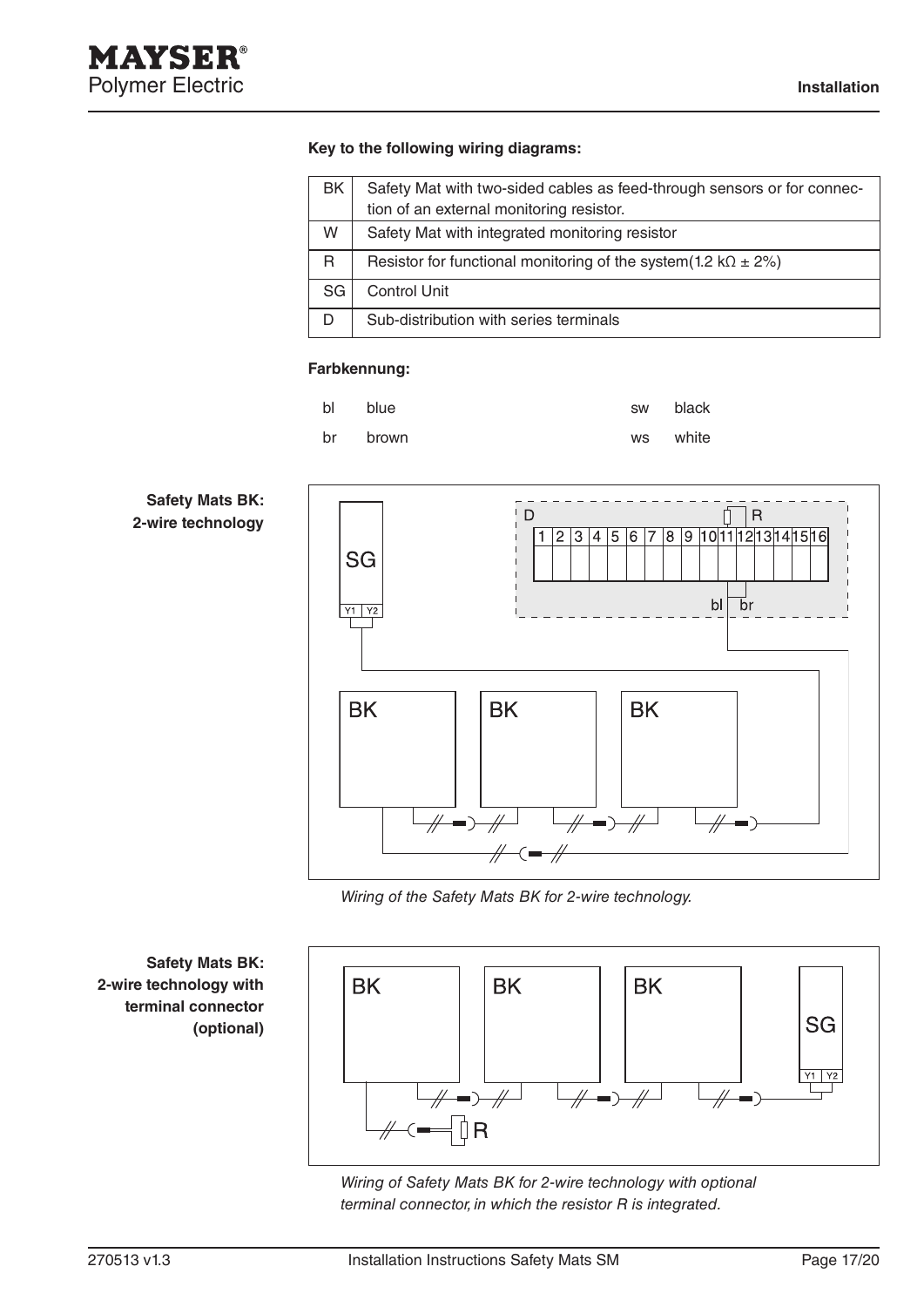**Key to the following wiring diagrams:**

| | |
|---|---|
| BK | Safety Mat with two-sided cables as feed-through sensors or for connection of an external monitoring resistor. |
| W | Safety Mat with integrated monitoring resistor |
| R | Resistor for functional monitoring of the system(1.2 kΩ ± 2%) |
| SG | Control Unit |
| D | Sub-distribution with series terminals |

**Farbkennung:**

| | | | |
|---|---|---|---|
| bl | blue | sw | black |
| br | brown | ws | white |

**Safety Mats BK: 2-wire technology**

*Wiring of the Safety Mats BK for 2-wire technology.*

**Safety Mats BK: 2-wire technology with terminal connector (optional)**

*Wiring of Safety Mats BK for 2-wire technology with optional terminal connector, in which the resistor R is integrated.*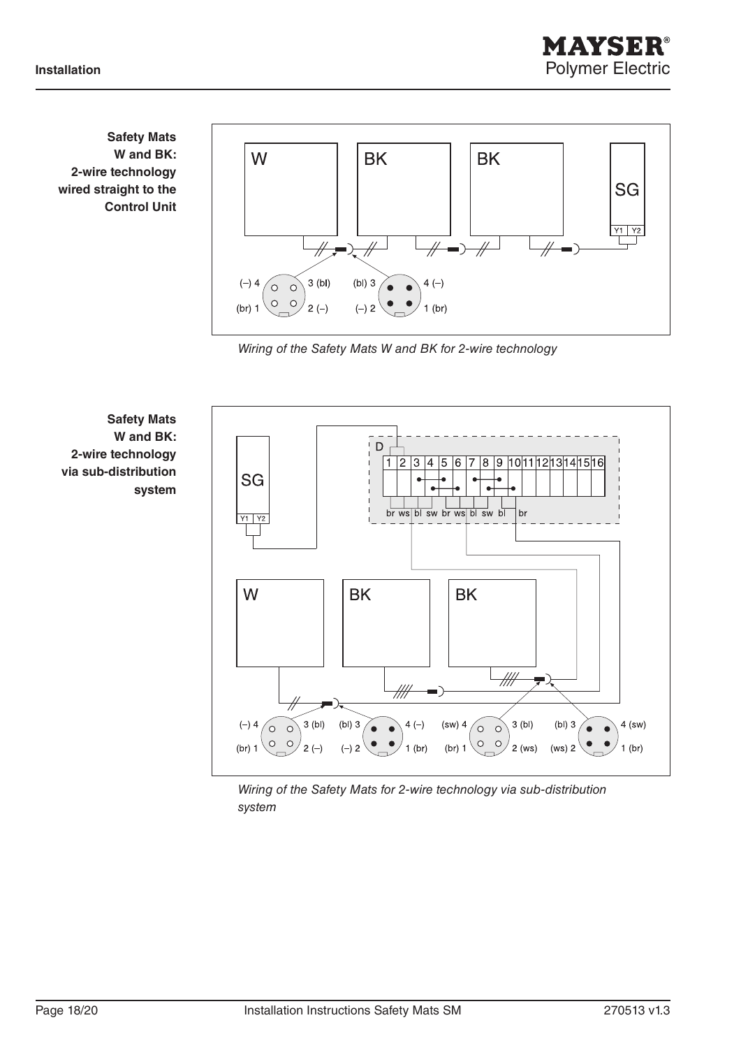**Safety Mats W and BK: 2-wire technology wired straight to the Control Unit**

W BK BK SG

Y1 Y2

(–) 4 3 (bl) (bl) 3 4 (–)

(br) 1 2 (–) (–) 2 1 (br)

*Wiring of the Safety Mats W and BK for 2-wire technology*

**Safety Mats W and BK: 2-wire technology via sub-distribution system**

SG

Y1 Y2

D

1 2 3 4 5 6 7 8 9 10 11 12 13 14 15 16

br ws bl sw br ws bl sw bl br

W BK BK

(–) 4 3 (bl) (bl) 3 4 (–) (sw) 4 3 (bl) (bl) 3 4 (sw)

(br) 1 2 (–) (–) 2 1 (br) (br) 1 2 (ws) (ws) 2 1 (br)

*Wiring of the Safety Mats for 2-wire technology via sub-distribution system*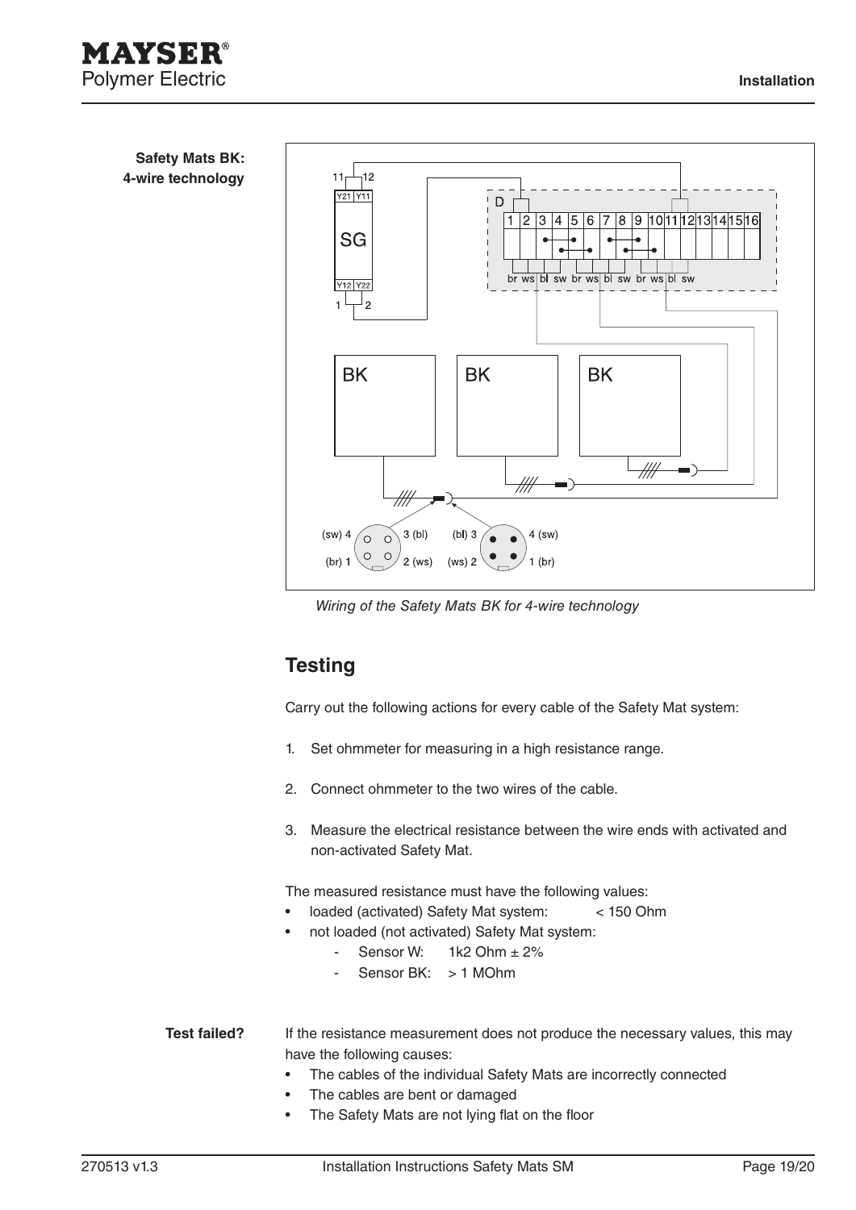**Safety Mats BK: 4-wire technology**

*Wiring of the Safety Mats BK for 4-wire technology*

## Testing

Carry out the following actions for every cable of the Safety Mat system:

1. Set ohmmeter for measuring in a high resistance range.
2. Connect ohmmeter to the two wires of the cable.
3. Measure the electrical resistance between the wire ends with activated and non-activated Safety Mat.

The measured resistance must have the following values:

- loaded (activated) Safety Mat system: < 150 Ohm
- not loaded (not activated) Safety Mat system:
  - Sensor W: 1k2 Ohm ± 2%
  - Sensor BK: > 1 MOhm

**Test failed?**

If the resistance measurement does not produce the necessary values, this may have the following causes:

- The cables of the individual Safety Mats are incorrectly connected
- The cables are bent or damaged
- The Safety Mats are not lying flat on the floor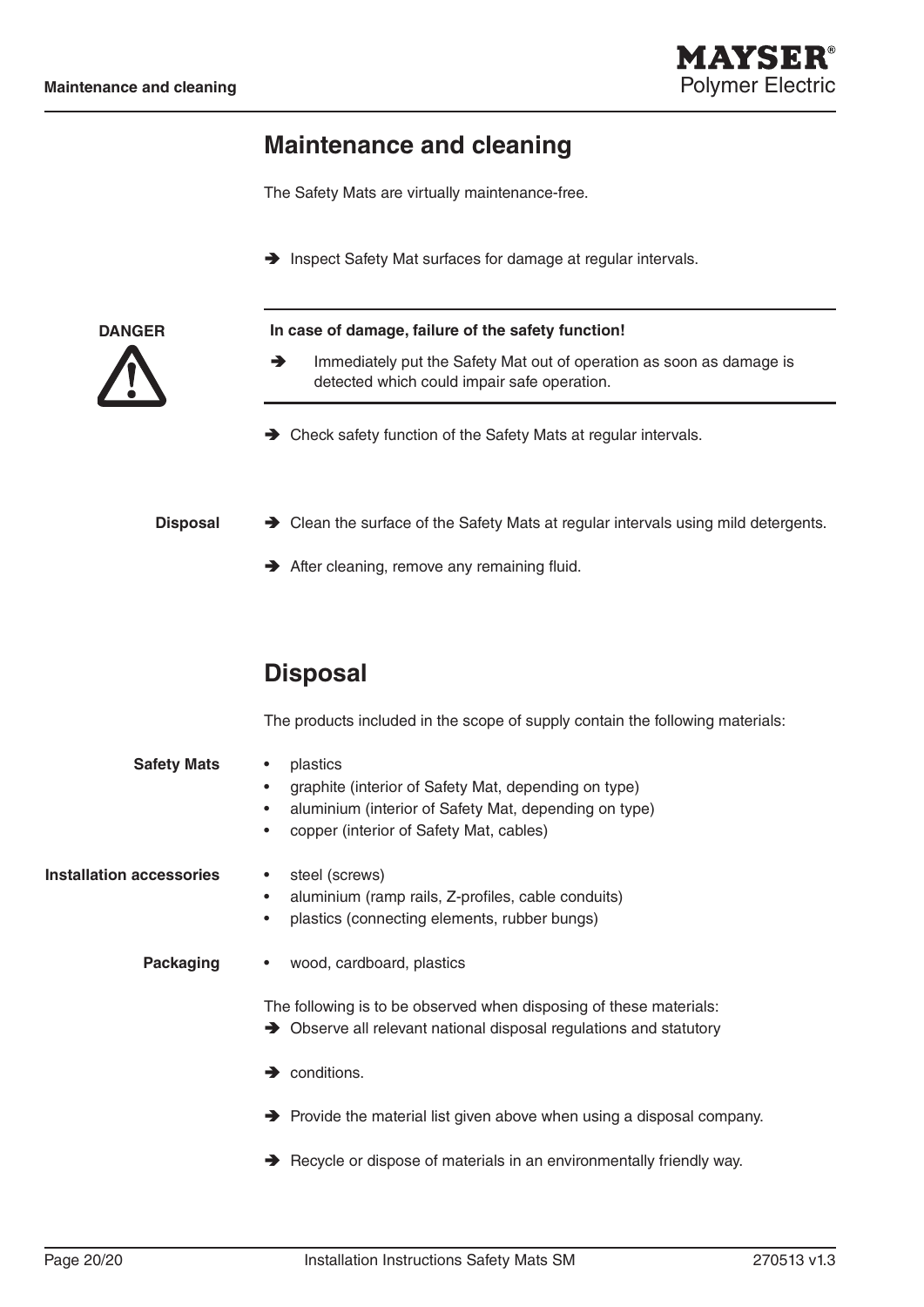## Maintenance and cleaning

The Safety Mats are virtually maintenance-free.

➔ Inspect Safety Mat surfaces for damage at regular intervals.

**DANGER**

**In case of damage, failure of the safety function!**

➔ Immediately put the Safety Mat out of operation as soon as damage is detected which could impair safe operation.

➔ Check safety function of the Safety Mats at regular intervals.

**Disposal**

➔ Clean the surface of the Safety Mats at regular intervals using mild detergents.

➔ After cleaning, remove any remaining fluid.

## Disposal

The products included in the scope of supply contain the following materials:

**Safety Mats**

- plastics
- graphite (interior of Safety Mat, depending on type)
- aluminium (interior of Safety Mat, depending on type)
- copper (interior of Safety Mat, cables)

**Installation accessories**

- steel (screws)
- aluminium (ramp rails, Z-profiles, cable conduits)
- plastics (connecting elements, rubber bungs)

**Packaging**

- wood, cardboard, plastics

The following is to be observed when disposing of these materials:

➔ Observe all relevant national disposal regulations and statutory

➔ conditions.

➔ Provide the material list given above when using a disposal company.

➔ Recycle or dispose of materials in an environmentally friendly way.